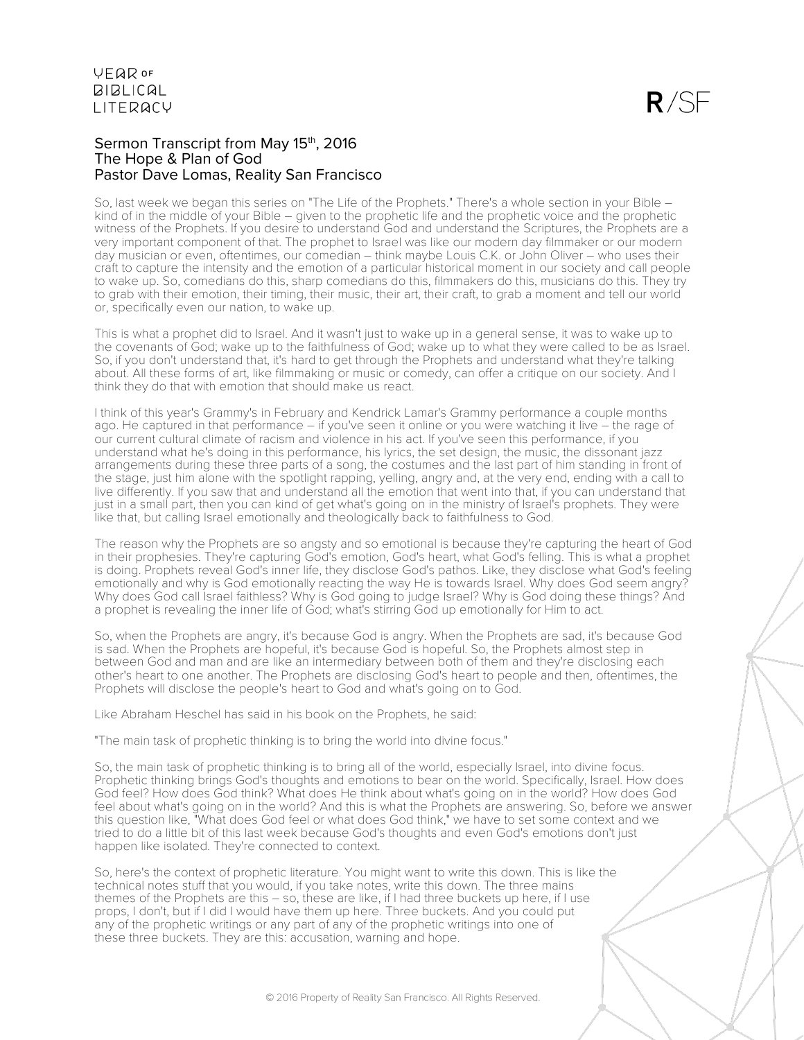Sermon Transcript from May 15th, 2016
The Hope & Plan of God
Pastor Dave Lomas, Reality San Francisco

So, last week we began this series on "The Life of the Prophets." There's a whole section in your Bible – kind of in the middle of your Bible – given to the prophetic life and the prophetic voice and the prophetic witness of the Prophets. If you desire to understand God and understand the Scriptures, the Prophets are a very important component of that. The prophet to Israel was like our modern day filmmaker or our modern day musician or even, oftentimes, our comedian – think maybe Louis C.K. or John Oliver – who uses their craft to capture the intensity and the emotion of a particular historical moment in our society and call people to wake up. So, comedians do this, sharp comedians do this, filmmakers do this, musicians do this. They try to grab with their emotion, their timing, their music, their art, their craft, to grab a moment and tell our world or, specifically even our nation, to wake up.

This is what a prophet did to Israel. And it wasn't just to wake up in a general sense, it was to wake up to the covenants of God; wake up to the faithfulness of God; wake up to what they were called to be as Israel. So, if you don't understand that, it's hard to get through the Prophets and understand what they're talking about. All these forms of art, like filmmaking or music or comedy, can offer a critique on our society. And I think they do that with emotion that should make us react.

I think of this year's Grammy's in February and Kendrick Lamar's Grammy performance a couple months ago. He captured in that performance – if you've seen it online or you were watching it live – the rage of our current cultural climate of racism and violence in his act. If you've seen this performance, if you understand what he's doing in this performance, his lyrics, the set design, the music, the dissonant jazz arrangements during these three parts of a song, the costumes and the last part of him standing in front of the stage, just him alone with the spotlight rapping, yelling, angry and, at the very end, ending with a call to live differently. If you saw that and understand all the emotion that went into that, if you can understand that just in a small part, then you can kind of get what's going on in the ministry of Israel's prophets. They were like that, but calling Israel emotionally and theologically back to faithfulness to God.

The reason why the Prophets are so angsty and so emotional is because they're capturing the heart of God in their prophesies. They're capturing God's emotion, God's heart, what God's felling. This is what a prophet is doing. Prophets reveal God's inner life, they disclose God's pathos. Like, they disclose what God's feeling emotionally and why is God emotionally reacting the way He is towards Israel. Why does God seem angry? Why does God call Israel faithless? Why is God going to judge Israel? Why is God doing these things? And a prophet is revealing the inner life of God; what's stirring God up emotionally for Him to act.

So, when the Prophets are angry, it's because God is angry. When the Prophets are sad, it's because God is sad. When the Prophets are hopeful, it's because God is hopeful. So, the Prophets almost step in between God and man and are like an intermediary between both of them and they're disclosing each other's heart to one another. The Prophets are disclosing God's heart to people and then, oftentimes, the Prophets will disclose the people's heart to God and what's going on to God.

Like Abraham Heschel has said in his book on the Prophets, he said:

"The main task of prophetic thinking is to bring the world into divine focus."

So, the main task of prophetic thinking is to bring all of the world, especially Israel, into divine focus. Prophetic thinking brings God's thoughts and emotions to bear on the world. Specifically, Israel. How does God feel? How does God think? What does He think about what's going on in the world? How does God feel about what's going on in the world? And this is what the Prophets are answering. So, before we answer this question like, "What does God feel or what does God think," we have to set some context and we tried to do a little bit of this last week because God's thoughts and even God's emotions don't just happen like isolated. They're connected to context.

So, here's the context of prophetic literature. You might want to write this down. This is like the technical notes stuff that you would, if you take notes, write this down. The three mains themes of the Prophets are this – so, these are like, if I had three buckets up here, if I use props, I don't, but if I did I would have them up here. Three buckets. And you could put any of the prophetic writings or any part of any of the prophetic writings into one of these three buckets. They are this: accusation, warning and hope.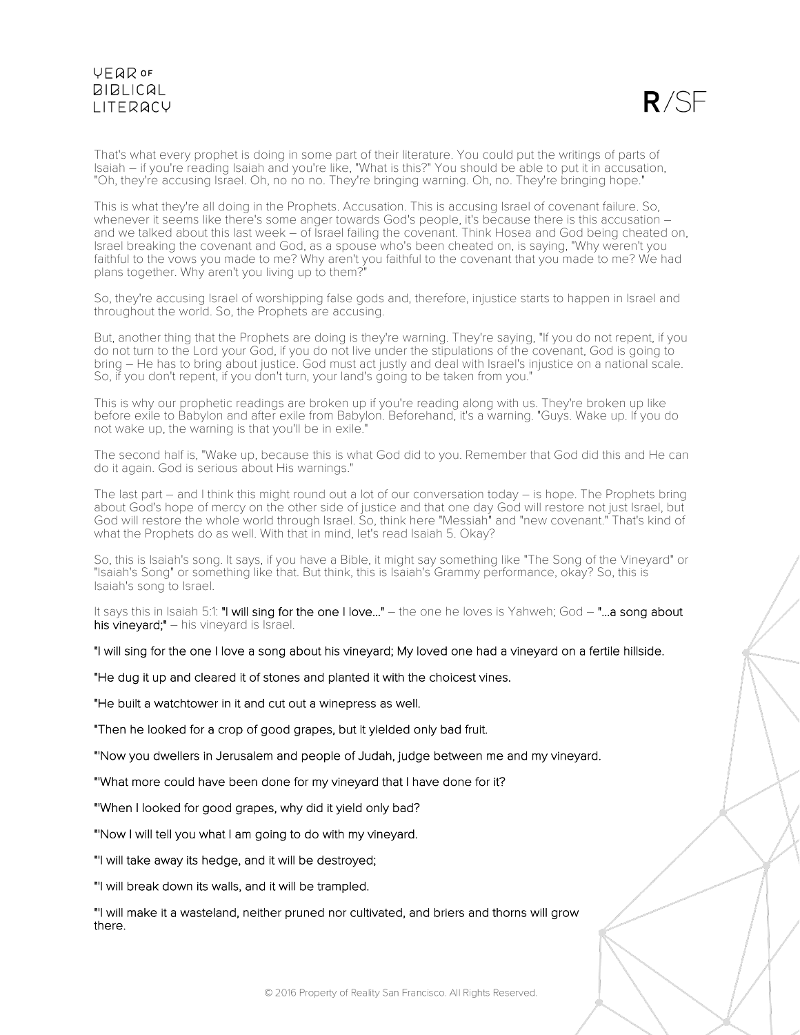That's what every prophet is doing in some part of their literature. You could put the writings of parts of Isaiah – if you're reading Isaiah and you're like, "What is this?" You should be able to put it in accusation, "Oh, they're accusing Israel. Oh, no no no. They're bringing warning. Oh, no. They're bringing hope."

This is what they're all doing in the Prophets. Accusation. This is accusing Israel of covenant failure. So, whenever it seems like there's some anger towards God's people, it's because there is this accusation – and we talked about this last week – of Israel failing the covenant. Think Hosea and God being cheated on, Israel breaking the covenant and God, as a spouse who's been cheated on, is saying, "Why weren't you faithful to the vows you made to me? Why aren't you faithful to the covenant that you made to me? We had plans together. Why aren't you living up to them?"

So, they're accusing Israel of worshipping false gods and, therefore, injustice starts to happen in Israel and throughout the world. So, the Prophets are accusing.

But, another thing that the Prophets are doing is they're warning. They're saying, "If you do not repent, if you do not turn to the Lord your God, if you do not live under the stipulations of the covenant, God is going to bring – He has to bring about justice. God must act justly and deal with Israel's injustice on a national scale. So, if you don't repent, if you don't turn, your land's going to be taken from you."

This is why our prophetic readings are broken up if you're reading along with us. They're broken up like before exile to Babylon and after exile from Babylon. Beforehand, it's a warning. "Guys. Wake up. If you do not wake up, the warning is that you'll be in exile."

The second half is, "Wake up, because this is what God did to you. Remember that God did this and He can do it again. God is serious about His warnings."

The last part – and I think this might round out a lot of our conversation today – is hope. The Prophets bring about God's hope of mercy on the other side of justice and that one day God will restore not just Israel, but God will restore the whole world through Israel. So, think here "Messiah" and "new covenant." That's kind of what the Prophets do as well. With that in mind, let's read Isaiah 5. Okay?

So, this is Isaiah's song. It says, if you have a Bible, it might say something like "The Song of the Vineyard" or "Isaiah's Song" or something like that. But think, this is Isaiah's Grammy performance, okay? So, this is Isaiah's song to Israel.

It says this in Isaiah 5:1: **"I will sing for the one I love..."** – the one he loves is Yahweh; God – **"...a song about his vineyard;"** – his vineyard is Israel.

**"I will sing for the one I love a song about his vineyard; My loved one had a vineyard on a fertile hillside.**

**"He dug it up and cleared it of stones and planted it with the choicest vines.**

**"He built a watchtower in it and cut out a winepress as well.**

**"Then he looked for a crop of good grapes, but it yielded only bad fruit.**

**"'Now you dwellers in Jerusalem and people of Judah, judge between me and my vineyard.**

**"'What more could have been done for my vineyard that I have done for it?**

**"'When I looked for good grapes, why did it yield only bad?**

**"'Now I will tell you what I am going to do with my vineyard.**

**"'I will take away its hedge, and it will be destroyed;**

**"'I will break down its walls, and it will be trampled.**

**"'I will make it a wasteland, neither pruned nor cultivated, and briers and thorns will grow there.**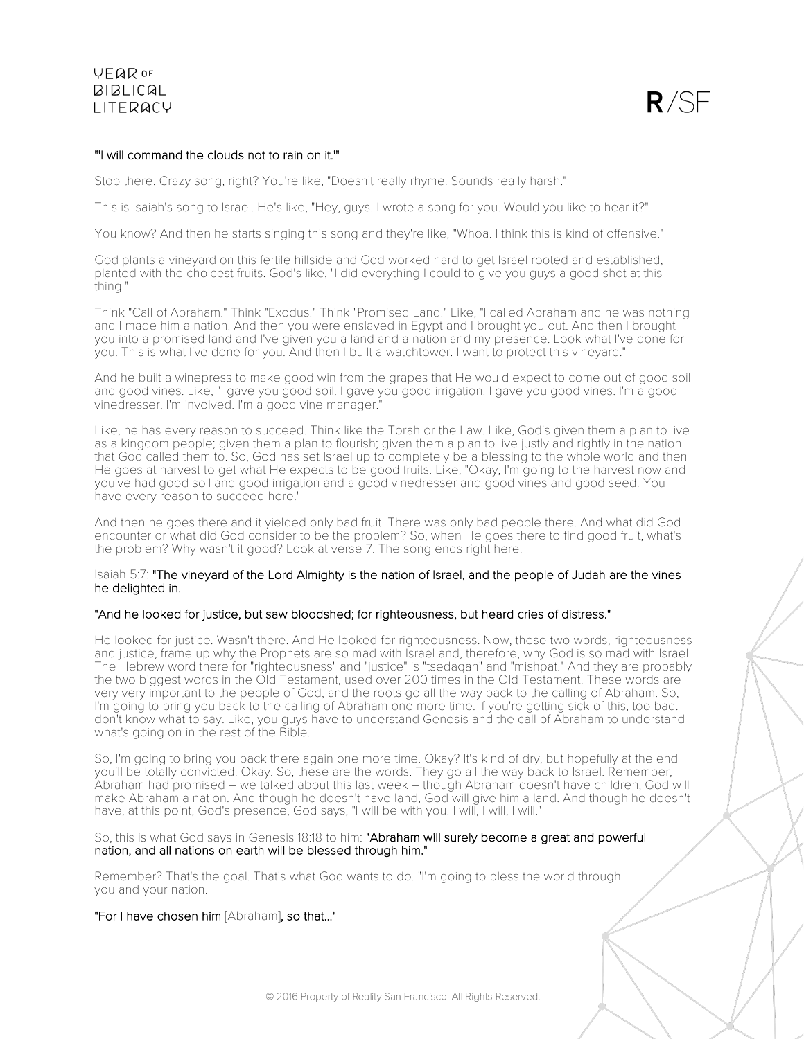**"'I will command the clouds not to rain on it.'"**

Stop there. Crazy song, right? You're like, "Doesn't really rhyme. Sounds really harsh."

This is Isaiah's song to Israel. He's like, "Hey, guys. I wrote a song for you. Would you like to hear it?"

You know? And then he starts singing this song and they're like, "Whoa. I think this is kind of offensive."

God plants a vineyard on this fertile hillside and God worked hard to get Israel rooted and established, planted with the choicest fruits. God's like, "I did everything I could to give you guys a good shot at this thing."

Think "Call of Abraham." Think "Exodus." Think "Promised Land." Like, "I called Abraham and he was nothing and I made him a nation. And then you were enslaved in Egypt and I brought you out. And then I brought you into a promised land and I've given you a land and a nation and my presence. Look what I've done for you. This is what I've done for you. And then I built a watchtower. I want to protect this vineyard."

And he built a winepress to make good win from the grapes that He would expect to come out of good soil and good vines. Like, "I gave you good soil. I gave you good irrigation. I gave you good vines. I'm a good vinedresser. I'm involved. I'm a good vine manager."

Like, he has every reason to succeed. Think like the Torah or the Law. Like, God's given them a plan to live as a kingdom people; given them a plan to flourish; given them a plan to live justly and rightly in the nation that God called them to. So, God has set Israel up to completely be a blessing to the whole world and then He goes at harvest to get what He expects to be good fruits. Like, "Okay, I'm going to the harvest now and you've had good soil and good irrigation and a good vinedresser and good vines and good seed. You have every reason to succeed here."

And then he goes there and it yielded only bad fruit. There was only bad people there. And what did God encounter or what did God consider to be the problem? So, when He goes there to find good fruit, what's the problem? Why wasn't it good? Look at verse 7. The song ends right here.

Isaiah 5:7: **"The vineyard of the Lord Almighty is the nation of Israel, and the people of Judah are the vines he delighted in.**

**"And he looked for justice, but saw bloodshed; for righteousness, but heard cries of distress."**

He looked for justice. Wasn't there. And He looked for righteousness. Now, these two words, righteousness and justice, frame up why the Prophets are so mad with Israel and, therefore, why God is so mad with Israel. The Hebrew word there for "righteousness" and "justice" is "tsedaqah" and "mishpat." And they are probably the two biggest words in the Old Testament, used over 200 times in the Old Testament. These words are very very important to the people of God, and the roots go all the way back to the calling of Abraham. So, I'm going to bring you back to the calling of Abraham one more time. If you're getting sick of this, too bad. I don't know what to say. Like, you guys have to understand Genesis and the call of Abraham to understand what's going on in the rest of the Bible.

So, I'm going to bring you back there again one more time. Okay? It's kind of dry, but hopefully at the end you'll be totally convicted. Okay. So, these are the words. They go all the way back to Israel. Remember, Abraham had promised – we talked about this last week – though Abraham doesn't have children, God will make Abraham a nation. And though he doesn't have land, God will give him a land. And though he doesn't have, at this point, God's presence, God says, "I will be with you. I will, I will, I will."

So, this is what God says in Genesis 18:18 to him: **"Abraham will surely become a great and powerful nation, and all nations on earth will be blessed through him."**

Remember? That's the goal. That's what God wants to do. "I'm going to bless the world through you and your nation.

**"For I have chosen him** [Abraham]**, so that..."**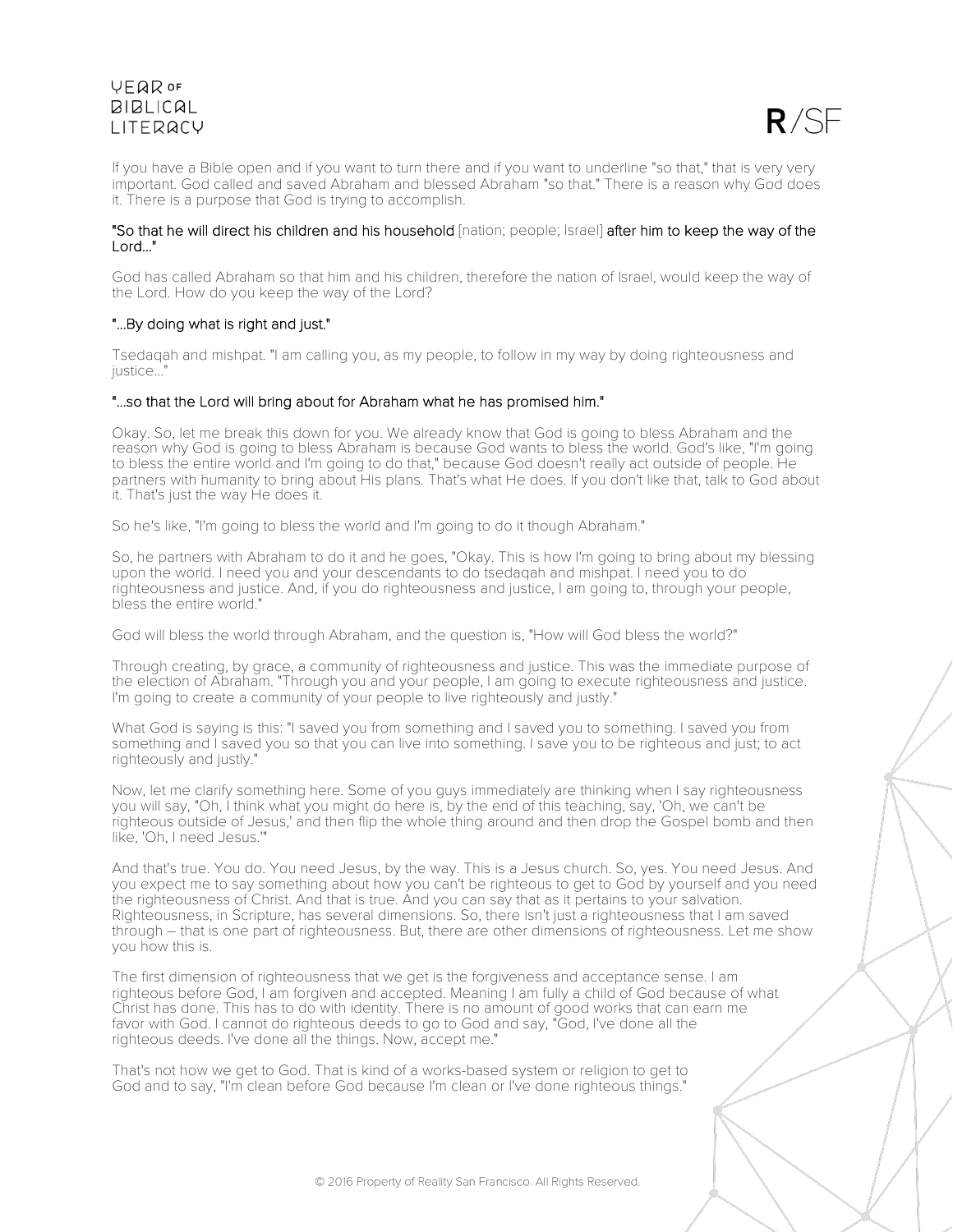If you have a Bible open and if you want to turn there and if you want to underline "so that," that is very very important. God called and saved Abraham and blessed Abraham "so that." There is a reason why God does it. There is a purpose that God is trying to accomplish.

**"So that he will direct his children and his household** [nation; people; Israel] **after him to keep the way of the Lord..."**

God has called Abraham so that him and his children, therefore the nation of Israel, would keep the way of the Lord. How do you keep the way of the Lord?

**"...By doing what is right and just."**

Tsedaqah and mishpat. "I am calling you, as my people, to follow in my way by doing righteousness and justice..."

**"...so that the Lord will bring about for Abraham what he has promised him."**

Okay. So, let me break this down for you. We already know that God is going to bless Abraham and the reason why God is going to bless Abraham is because God wants to bless the world. God's like, "I'm going to bless the entire world and I'm going to do that," because God doesn't really act outside of people. He partners with humanity to bring about His plans. That's what He does. If you don't like that, talk to God about it. That's just the way He does it.

So he's like, "I'm going to bless the world and I'm going to do it though Abraham."

So, he partners with Abraham to do it and he goes, "Okay. This is how I'm going to bring about my blessing upon the world. I need you and your descendants to do tsedaqah and mishpat. I need you to do righteousness and justice. And, if you do righteousness and justice, I am going to, through your people, bless the entire world."

God will bless the world through Abraham, and the question is, "How will God bless the world?"

Through creating, by grace, a community of righteousness and justice. This was the immediate purpose of the election of Abraham. "Through you and your people, I am going to execute righteousness and justice. I'm going to create a community of your people to live righteously and justly."

What God is saying is this: "I saved you from something and I saved you to something. I saved you from something and I saved you so that you can live into something. I save you to be righteous and just; to act righteously and justly."

Now, let me clarify something here. Some of you guys immediately are thinking when I say righteousness you will say, "Oh, I think what you might do here is, by the end of this teaching, say, 'Oh, we can't be righteous outside of Jesus,' and then flip the whole thing around and then drop the Gospel bomb and then like, 'Oh, I need Jesus.'"

And that's true. You do. You need Jesus, by the way. This is a Jesus church. So, yes. You need Jesus. And you expect me to say something about how you can't be righteous to get to God by yourself and you need the righteousness of Christ. And that is true. And you can say that as it pertains to your salvation. Righteousness, in Scripture, has several dimensions. So, there isn't just a righteousness that I am saved through – that is one part of righteousness. But, there are other dimensions of righteousness. Let me show you how this is.

The first dimension of righteousness that we get is the forgiveness and acceptance sense. I am righteous before God, I am forgiven and accepted. Meaning I am fully a child of God because of what Christ has done. This has to do with identity. There is no amount of good works that can earn me favor with God. I cannot do righteous deeds to go to God and say, "God, I've done all the righteous deeds. I've done all the things. Now, accept me."

That's not how we get to God. That is kind of a works-based system or religion to get to God and to say, "I'm clean before God because I'm clean or I've done righteous things."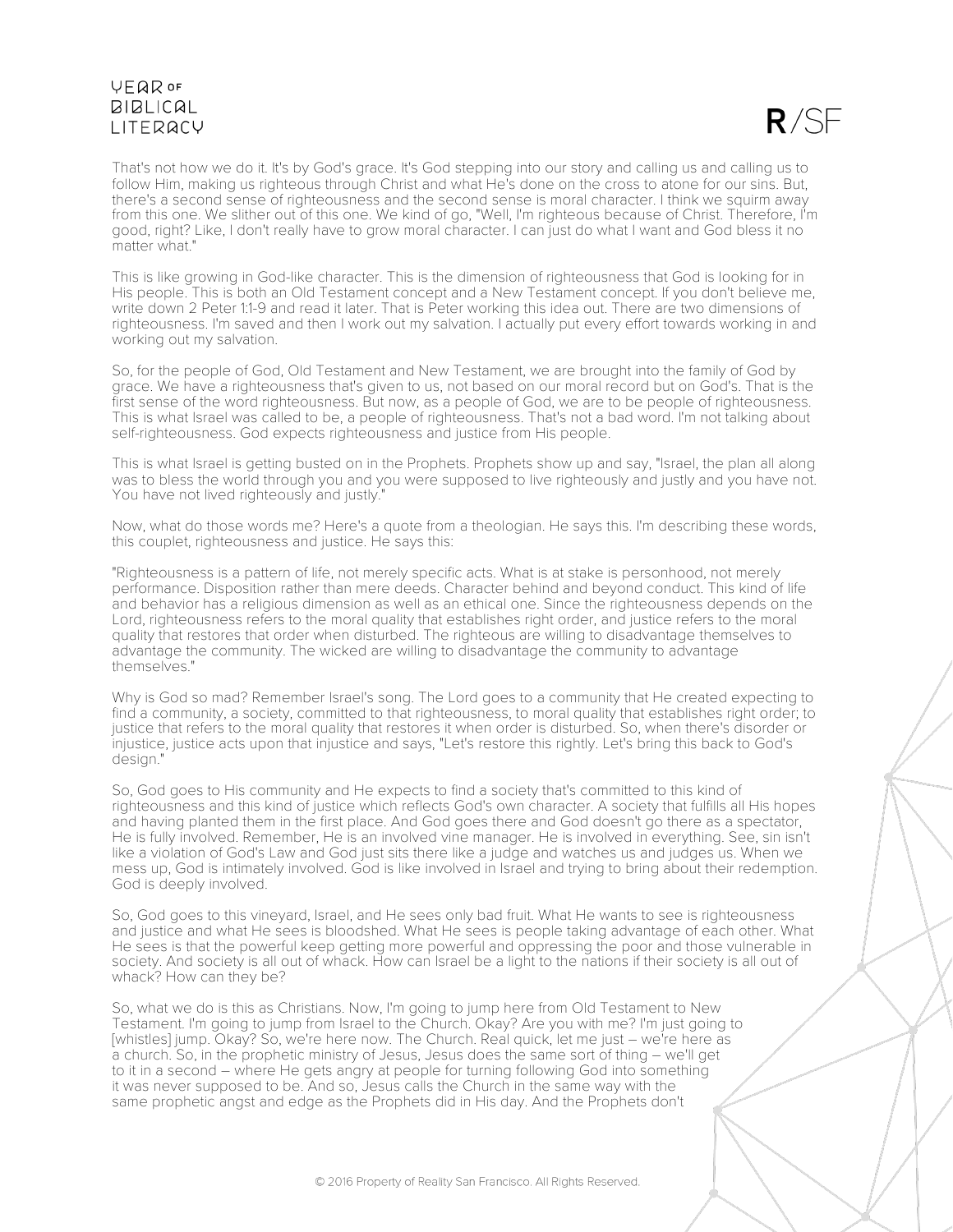That's not how we do it. It's by God's grace. It's God stepping into our story and calling us and calling us to follow Him, making us righteous through Christ and what He's done on the cross to atone for our sins. But, there's a second sense of righteousness and the second sense is moral character. I think we squirm away from this one. We slither out of this one. We kind of go, "Well, I'm righteous because of Christ. Therefore, I'm good, right? Like, I don't really have to grow moral character. I can just do what I want and God bless it no matter what."

This is like growing in God-like character. This is the dimension of righteousness that God is looking for in His people. This is both an Old Testament concept and a New Testament concept. If you don't believe me, write down 2 Peter 1:1-9 and read it later. That is Peter working this idea out. There are two dimensions of righteousness. I'm saved and then I work out my salvation. I actually put every effort towards working in and working out my salvation.

So, for the people of God, Old Testament and New Testament, we are brought into the family of God by grace. We have a righteousness that's given to us, not based on our moral record but on God's. That is the first sense of the word righteousness. But now, as a people of God, we are to be people of righteousness. This is what Israel was called to be, a people of righteousness. That's not a bad word. I'm not talking about self-righteousness. God expects righteousness and justice from His people.

This is what Israel is getting busted on in the Prophets. Prophets show up and say, "Israel, the plan all along was to bless the world through you and you were supposed to live righteously and justly and you have not. You have not lived righteously and justly."

Now, what do those words me? Here's a quote from a theologian. He says this. I'm describing these words, this couplet, righteousness and justice. He says this:

"Righteousness is a pattern of life, not merely specific acts. What is at stake is personhood, not merely performance. Disposition rather than mere deeds. Character behind and beyond conduct. This kind of life and behavior has a religious dimension as well as an ethical one. Since the righteousness depends on the Lord, righteousness refers to the moral quality that establishes right order, and justice refers to the moral quality that restores that order when disturbed. The righteous are willing to disadvantage themselves to advantage the community. The wicked are willing to disadvantage the community to advantage themselves."

Why is God so mad? Remember Israel's song. The Lord goes to a community that He created expecting to find a community, a society, committed to that righteousness, to moral quality that establishes right order; to justice that refers to the moral quality that restores it when order is disturbed. So, when there's disorder or injustice, justice acts upon that injustice and says, "Let's restore this rightly. Let's bring this back to God's design."

So, God goes to His community and He expects to find a society that's committed to this kind of righteousness and this kind of justice which reflects God's own character. A society that fulfills all His hopes and having planted them in the first place. And God goes there and God doesn't go there as a spectator, He is fully involved. Remember, He is an involved vine manager. He is involved in everything. See, sin isn't like a violation of God's Law and God just sits there like a judge and watches us and judges us. When we mess up, God is intimately involved. God is like involved in Israel and trying to bring about their redemption. God is deeply involved.

So, God goes to this vineyard, Israel, and He sees only bad fruit. What He wants to see is righteousness and justice and what He sees is bloodshed. What He sees is people taking advantage of each other. What He sees is that the powerful keep getting more powerful and oppressing the poor and those vulnerable in society. And society is all out of whack. How can Israel be a light to the nations if their society is all out of whack? How can they be?

So, what we do is this as Christians. Now, I'm going to jump here from Old Testament to New Testament. I'm going to jump from Israel to the Church. Okay? Are you with me? I'm just going to [whistles] jump. Okay? So, we're here now. The Church. Real quick, let me just – we're here as a church. So, in the prophetic ministry of Jesus, Jesus does the same sort of thing – we'll get to it in a second – where He gets angry at people for turning following God into something it was never supposed to be. And so, Jesus calls the Church in the same way with the same prophetic angst and edge as the Prophets did in His day. And the Prophets don't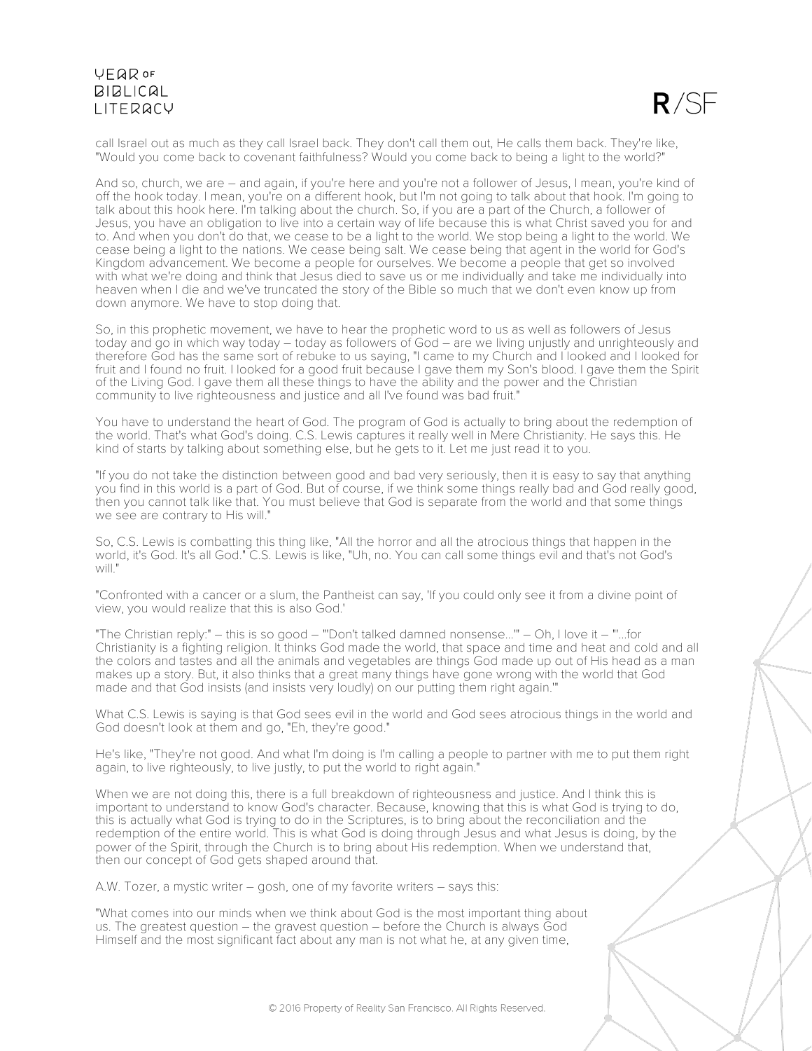call Israel out as much as they call Israel back. They don't call them out, He calls them back. They're like, "Would you come back to covenant faithfulness? Would you come back to being a light to the world?"

And so, church, we are – and again, if you're here and you're not a follower of Jesus, I mean, you're kind of off the hook today. I mean, you're on a different hook, but I'm not going to talk about that hook. I'm going to talk about this hook here. I'm talking about the church. So, if you are a part of the Church, a follower of Jesus, you have an obligation to live into a certain way of life because this is what Christ saved you for and to. And when you don't do that, we cease to be a light to the world. We stop being a light to the world. We cease being a light to the nations. We cease being salt. We cease being that agent in the world for God's Kingdom advancement. We become a people for ourselves. We become a people that get so involved with what we're doing and think that Jesus died to save us or me individually and take me individually into heaven when I die and we've truncated the story of the Bible so much that we don't even know up from down anymore. We have to stop doing that.

So, in this prophetic movement, we have to hear the prophetic word to us as well as followers of Jesus today and go in which way today – today as followers of God – are we living unjustly and unrighteously and therefore God has the same sort of rebuke to us saying, "I came to my Church and I looked and I looked for fruit and I found no fruit. I looked for a good fruit because I gave them my Son's blood. I gave them the Spirit of the Living God. I gave them all these things to have the ability and the power and the Christian community to live righteousness and justice and all I've found was bad fruit."

You have to understand the heart of God. The program of God is actually to bring about the redemption of the world. That's what God's doing. C.S. Lewis captures it really well in Mere Christianity. He says this. He kind of starts by talking about something else, but he gets to it. Let me just read it to you.

"If you do not take the distinction between good and bad very seriously, then it is easy to say that anything you find in this world is a part of God. But of course, if we think some things really bad and God really good, then you cannot talk like that. You must believe that God is separate from the world and that some things we see are contrary to His will."

So, C.S. Lewis is combatting this thing like, "All the horror and all the atrocious things that happen in the world, it's God. It's all God." C.S. Lewis is like, "Uh, no. You can call some things evil and that's not God's will."

"Confronted with a cancer or a slum, the Pantheist can say, 'If you could only see it from a divine point of view, you would realize that this is also God.'

"The Christian reply:" – this is so good – "'Don't talked damned nonsense...'" – Oh, I love it – "'...for Christianity is a fighting religion. It thinks God made the world, that space and time and heat and cold and all the colors and tastes and all the animals and vegetables are things God made up out of His head as a man makes up a story. But, it also thinks that a great many things have gone wrong with the world that God made and that God insists (and insists very loudly) on our putting them right again.'"

What C.S. Lewis is saying is that God sees evil in the world and God sees atrocious things in the world and God doesn't look at them and go, "Eh, they're good."

He's like, "They're not good. And what I'm doing is I'm calling a people to partner with me to put them right again, to live righteously, to live justly, to put the world to right again."

When we are not doing this, there is a full breakdown of righteousness and justice. And I think this is important to understand to know God's character. Because, knowing that this is what God is trying to do, this is actually what God is trying to do in the Scriptures, is to bring about the reconciliation and the redemption of the entire world. This is what God is doing through Jesus and what Jesus is doing, by the power of the Spirit, through the Church is to bring about His redemption. When we understand that, then our concept of God gets shaped around that.

A.W. Tozer, a mystic writer – gosh, one of my favorite writers – says this:

"What comes into our minds when we think about God is the most important thing about us. The greatest question – the gravest question – before the Church is always God Himself and the most significant fact about any man is not what he, at any given time,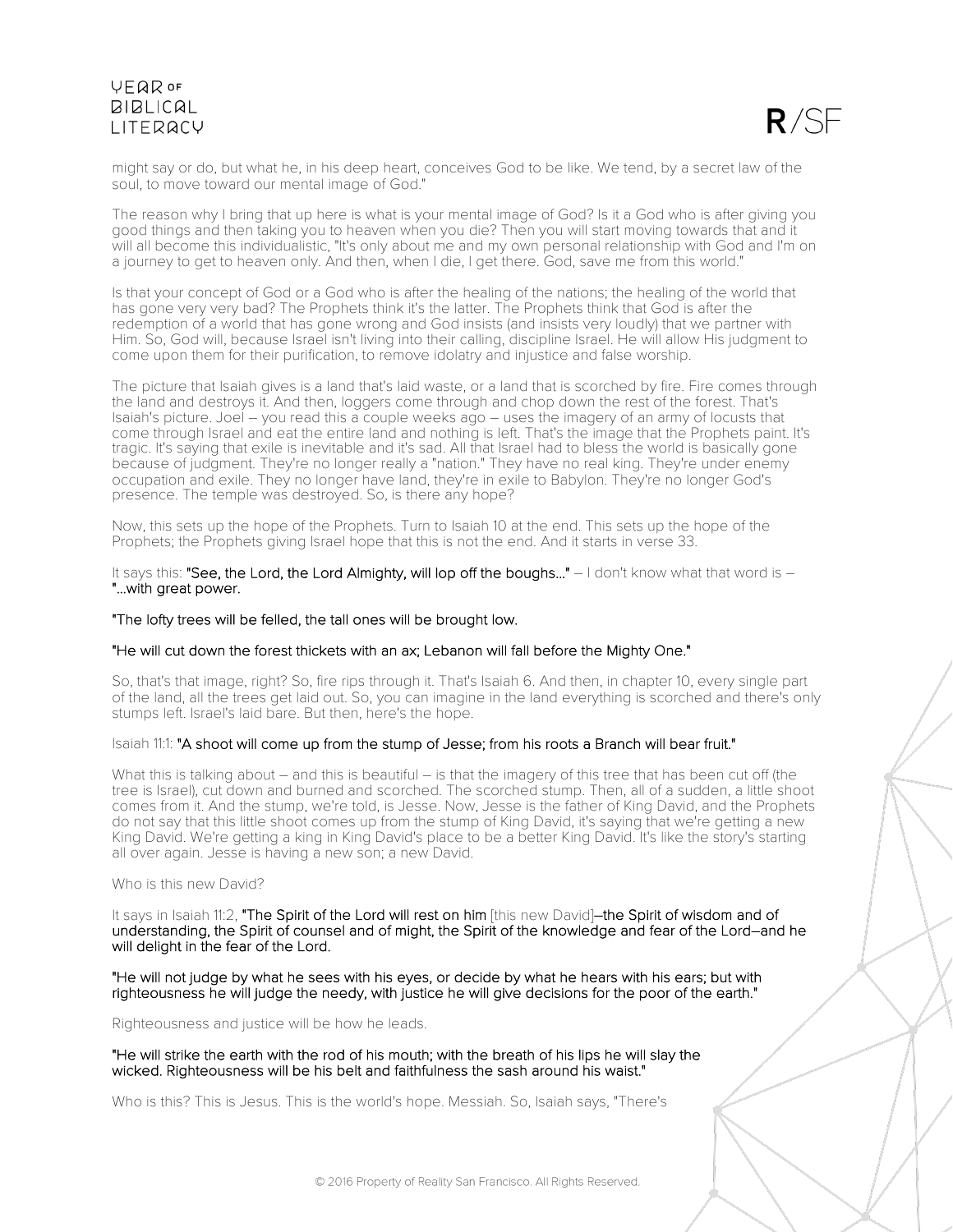might say or do, but what he, in his deep heart, conceives God to be like. We tend, by a secret law of the soul, to move toward our mental image of God."

The reason why I bring that up here is what is your mental image of God? Is it a God who is after giving you good things and then taking you to heaven when you die? Then you will start moving towards that and it will all become this individualistic, "It's only about me and my own personal relationship with God and I'm on a journey to get to heaven only. And then, when I die, I get there. God, save me from this world."

Is that your concept of God or a God who is after the healing of the nations; the healing of the world that has gone very very bad? The Prophets think it's the latter. The Prophets think that God is after the redemption of a world that has gone wrong and God insists (and insists very loudly) that we partner with Him. So, God will, because Israel isn't living into their calling, discipline Israel. He will allow His judgment to come upon them for their purification, to remove idolatry and injustice and false worship.

The picture that Isaiah gives is a land that's laid waste, or a land that is scorched by fire. Fire comes through the land and destroys it. And then, loggers come through and chop down the rest of the forest. That's Isaiah's picture. Joel – you read this a couple weeks ago – uses the imagery of an army of locusts that come through Israel and eat the entire land and nothing is left. That's the image that the Prophets paint. It's tragic. It's saying that exile is inevitable and it's sad. All that Israel had to bless the world is basically gone because of judgment. They're no longer really a "nation." They have no real king. They're under enemy occupation and exile. They no longer have land, they're in exile to Babylon. They're no longer God's presence. The temple was destroyed. So, is there any hope?

Now, this sets up the hope of the Prophets. Turn to Isaiah 10 at the end. This sets up the hope of the Prophets; the Prophets giving Israel hope that this is not the end. And it starts in verse 33.

It says this: **"See, the Lord, the Lord Almighty, will lop off the boughs..."** – I don't know what that word is – **"...with great power.**

**"The lofty trees will be felled, the tall ones will be brought low.**

**"He will cut down the forest thickets with an ax; Lebanon will fall before the Mighty One."**

So, that's that image, right? So, fire rips through it. That's Isaiah 6. And then, in chapter 10, every single part of the land, all the trees get laid out. So, you can imagine in the land everything is scorched and there's only stumps left. Israel's laid bare. But then, here's the hope.

Isaiah 11:1: **"A shoot will come up from the stump of Jesse; from his roots a Branch will bear fruit."**

What this is talking about – and this is beautiful – is that the imagery of this tree that has been cut off (the tree is Israel), cut down and burned and scorched. The scorched stump. Then, all of a sudden, a little shoot comes from it. And the stump, we're told, is Jesse. Now, Jesse is the father of King David, and the Prophets do not say that this little shoot comes up from the stump of King David, it's saying that we're getting a new King David. We're getting a king in King David's place to be a better King David. It's like the story's starting all over again. Jesse is having a new son; a new David.

Who is this new David?

It says in Isaiah 11:2, **"The Spirit of the Lord will rest on him** [this new David]**–the Spirit of wisdom and of understanding, the Spirit of counsel and of might, the Spirit of the knowledge and fear of the Lord–and he will delight in the fear of the Lord.**

**"He will not judge by what he sees with his eyes, or decide by what he hears with his ears; but with righteousness he will judge the needy, with justice he will give decisions for the poor of the earth."**

Righteousness and justice will be how he leads.

**"He will strike the earth with the rod of his mouth; with the breath of his lips he will slay the wicked. Righteousness will be his belt and faithfulness the sash around his waist."**

Who is this? This is Jesus. This is the world's hope. Messiah. So, Isaiah says, "There's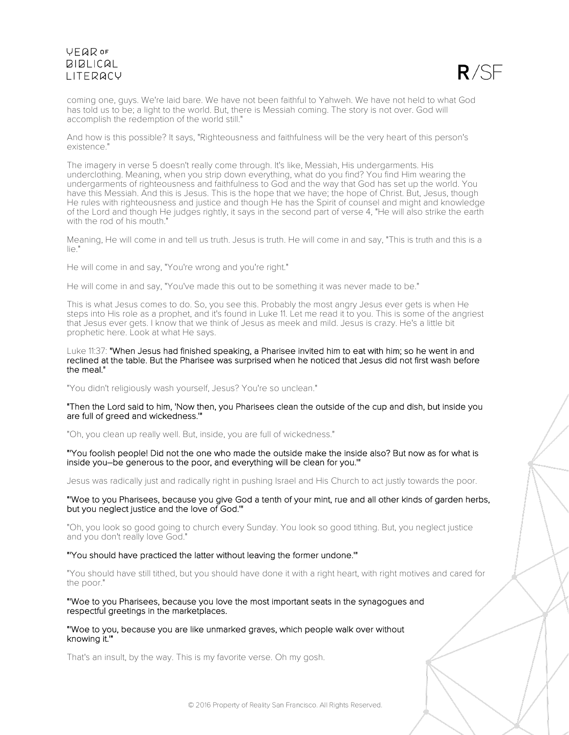coming one, guys. We're laid bare. We have not been faithful to Yahweh. We have not held to what God has told us to be; a light to the world. But, there is Messiah coming. The story is not over. God will accomplish the redemption of the world still."

And how is this possible? It says, "Righteousness and faithfulness will be the very heart of this person's existence."

The imagery in verse 5 doesn't really come through. It's like, Messiah, His undergarments. His underclothing. Meaning, when you strip down everything, what do you find? You find Him wearing the undergarments of righteousness and faithfulness to God and the way that God has set up the world. You have this Messiah. And this is Jesus. This is the hope that we have; the hope of Christ. But, Jesus, though He rules with righteousness and justice and though He has the Spirit of counsel and might and knowledge of the Lord and though He judges rightly, it says in the second part of verse 4, "He will also strike the earth with the rod of his mouth."

Meaning, He will come in and tell us truth. Jesus is truth. He will come in and say, "This is truth and this is a lie."

He will come in and say, "You're wrong and you're right."

He will come in and say, "You've made this out to be something it was never made to be."

This is what Jesus comes to do. So, you see this. Probably the most angry Jesus ever gets is when He steps into His role as a prophet, and it's found in Luke 11. Let me read it to you. This is some of the angriest that Jesus ever gets. I know that we think of Jesus as meek and mild. Jesus is crazy. He's a little bit prophetic here. Look at what He says.

Luke 11:37: **"When Jesus had finished speaking, a Pharisee invited him to eat with him; so he went in and reclined at the table. But the Pharisee was surprised when he noticed that Jesus did not first wash before the meal."**

"You didn't religiously wash yourself, Jesus? You're so unclean."

**"Then the Lord said to him, 'Now then, you Pharisees clean the outside of the cup and dish, but inside you are full of greed and wickedness.'"**

"Oh, you clean up really well. But, inside, you are full of wickedness."

**"'You foolish people! Did not the one who made the outside make the inside also? But now as for what is inside you–be generous to the poor, and everything will be clean for you.'"**

Jesus was radically just and radically right in pushing Israel and His Church to act justly towards the poor.

**"'Woe to you Pharisees, because you give God a tenth of your mint, rue and all other kinds of garden herbs, but you neglect justice and the love of God.'"**

"Oh, you look so good going to church every Sunday. You look so good tithing. But, you neglect justice and you don't really love God."

**"'You should have practiced the latter without leaving the former undone.'"**

"You should have still tithed, but you should have done it with a right heart, with right motives and cared for the poor."

**"'Woe to you Pharisees, because you love the most important seats in the synagogues and respectful greetings in the marketplaces.**

**"'Woe to you, because you are like unmarked graves, which people walk over without knowing it.'"**

That's an insult, by the way. This is my favorite verse. Oh my gosh.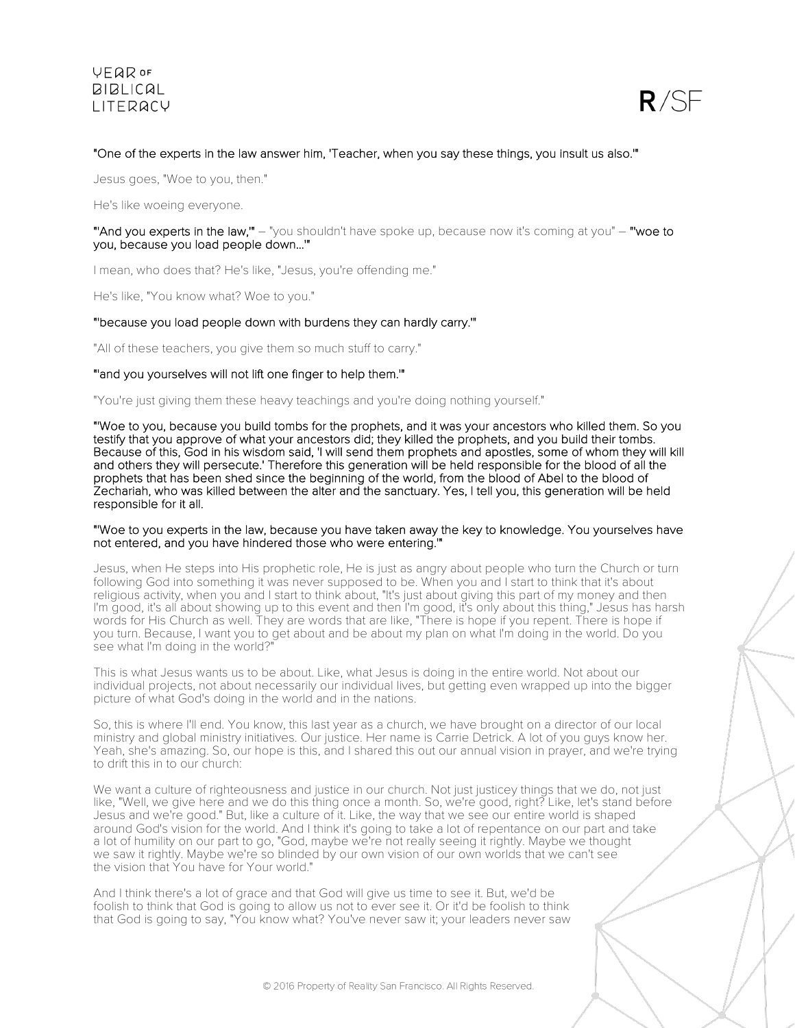**"One of the experts in the law answer him, 'Teacher, when you say these things, you insult us also.'"**

Jesus goes, "Woe to you, then."

He's like woeing everyone.

**"'And you experts in the law,'"** – "you shouldn't have spoke up, because now it's coming at you" – **"'woe to you, because you load people down...'"**

I mean, who does that? He's like, "Jesus, you're offending me."

He's like, "You know what? Woe to you."

**"'because you load people down with burdens they can hardly carry.'"**

"All of these teachers, you give them so much stuff to carry."

**"'and you yourselves will not lift one finger to help them.'"**

"You're just giving them these heavy teachings and you're doing nothing yourself."

**"'Woe to you, because you build tombs for the prophets, and it was your ancestors who killed them. So you testify that you approve of what your ancestors did; they killed the prophets, and you build their tombs. Because of this, God in his wisdom said, 'I will send them prophets and apostles, some of whom they will kill and others they will persecute.' Therefore this generation will be held responsible for the blood of all the prophets that has been shed since the beginning of the world, from the blood of Abel to the blood of Zechariah, who was killed between the alter and the sanctuary. Yes, I tell you, this generation will be held responsible for it all.**

**"'Woe to you experts in the law, because you have taken away the key to knowledge. You yourselves have not entered, and you have hindered those who were entering.'"**

Jesus, when He steps into His prophetic role, He is just as angry about people who turn the Church or turn following God into something it was never supposed to be. When you and I start to think that it's about religious activity, when you and I start to think about, "It's just about giving this part of my money and then I'm good, it's all about showing up to this event and then I'm good, it's only about this thing," Jesus has harsh words for His Church as well. They are words that are like, "There is hope if you repent. There is hope if you turn. Because, I want you to get about and be about my plan on what I'm doing in the world. Do you see what I'm doing in the world?"

This is what Jesus wants us to be about. Like, what Jesus is doing in the entire world. Not about our individual projects, not about necessarily our individual lives, but getting even wrapped up into the bigger picture of what God's doing in the world and in the nations.

So, this is where I'll end. You know, this last year as a church, we have brought on a director of our local ministry and global ministry initiatives. Our justice. Her name is Carrie Detrick. A lot of you guys know her. Yeah, she's amazing. So, our hope is this, and I shared this out our annual vision in prayer, and we're trying to drift this in to our church:

We want a culture of righteousness and justice in our church. Not just justicey things that we do, not just like, "Well, we give here and we do this thing once a month. So, we're good, right? Like, let's stand before Jesus and we're good." But, like a culture of it. Like, the way that we see our entire world is shaped around God's vision for the world. And I think it's going to take a lot of repentance on our part and take a lot of humility on our part to go, "God, maybe we're not really seeing it rightly. Maybe we thought we saw it rightly. Maybe we're so blinded by our own vision of our own worlds that we can't see the vision that You have for Your world."

And I think there's a lot of grace and that God will give us time to see it. But, we'd be foolish to think that God is going to allow us not to ever see it. Or it'd be foolish to think that God is going to say, "You know what? You've never saw it; your leaders never saw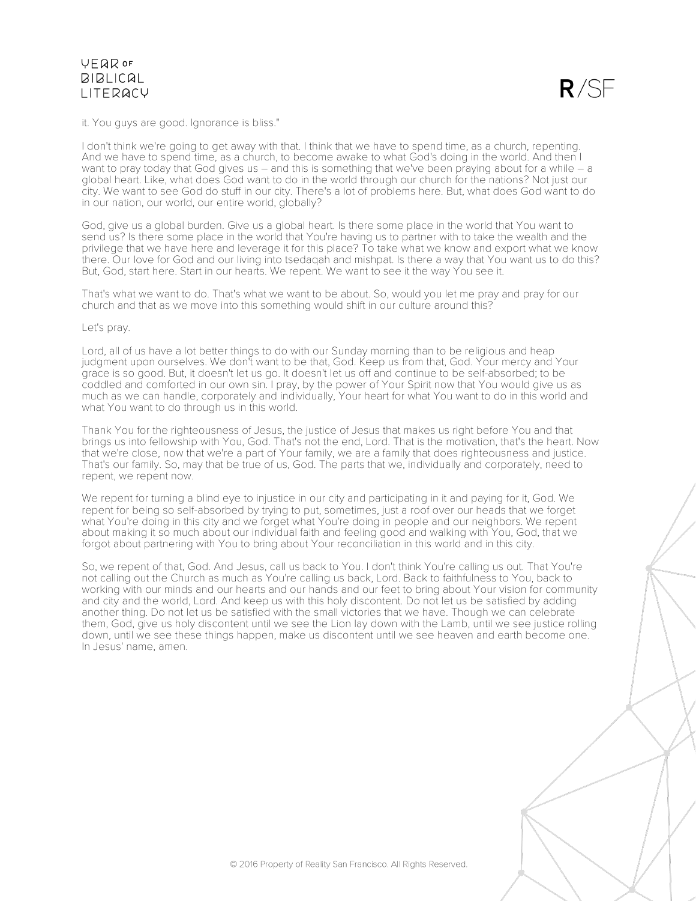it. You guys are good. Ignorance is bliss."

I don't think we're going to get away with that. I think that we have to spend time, as a church, repenting. And we have to spend time, as a church, to become awake to what God's doing in the world. And then I want to pray today that God gives us – and this is something that we've been praying about for a while – a global heart. Like, what does God want to do in the world through our church for the nations? Not just our city. We want to see God do stuff in our city. There's a lot of problems here. But, what does God want to do in our nation, our world, our entire world, globally?

God, give us a global burden. Give us a global heart. Is there some place in the world that You want to send us? Is there some place in the world that You're having us to partner with to take the wealth and the privilege that we have here and leverage it for this place? To take what we know and export what we know there. Our love for God and our living into tsedaqah and mishpat. Is there a way that You want us to do this? But, God, start here. Start in our hearts. We repent. We want to see it the way You see it.

That's what we want to do. That's what we want to be about. So, would you let me pray and pray for our church and that as we move into this something would shift in our culture around this?

Let's pray.

Lord, all of us have a lot better things to do with our Sunday morning than to be religious and heap judgment upon ourselves. We don't want to be that, God. Keep us from that, God. Your mercy and Your grace is so good. But, it doesn't let us go. It doesn't let us off and continue to be self-absorbed; to be coddled and comforted in our own sin. I pray, by the power of Your Spirit now that You would give us as much as we can handle, corporately and individually, Your heart for what You want to do in this world and what You want to do through us in this world.

Thank You for the righteousness of Jesus, the justice of Jesus that makes us right before You and that brings us into fellowship with You, God. That's not the end, Lord. That is the motivation, that's the heart. Now that we're close, now that we're a part of Your family, we are a family that does righteousness and justice. That's our family. So, may that be true of us, God. The parts that we, individually and corporately, need to repent, we repent now.

We repent for turning a blind eye to injustice in our city and participating in it and paying for it, God. We repent for being so self-absorbed by trying to put, sometimes, just a roof over our heads that we forget what You're doing in this city and we forget what You're doing in people and our neighbors. We repent about making it so much about our individual faith and feeling good and walking with You, God, that we forgot about partnering with You to bring about Your reconciliation in this world and in this city.

So, we repent of that, God. And Jesus, call us back to You. I don't think You're calling us out. That You're not calling out the Church as much as You're calling us back, Lord. Back to faithfulness to You, back to working with our minds and our hearts and our hands and our feet to bring about Your vision for community and city and the world, Lord. And keep us with this holy discontent. Do not let us be satisfied by adding another thing. Do not let us be satisfied with the small victories that we have. Though we can celebrate them, God, give us holy discontent until we see the Lion lay down with the Lamb, until we see justice rolling down, until we see these things happen, make us discontent until we see heaven and earth become one. In Jesus' name, amen.